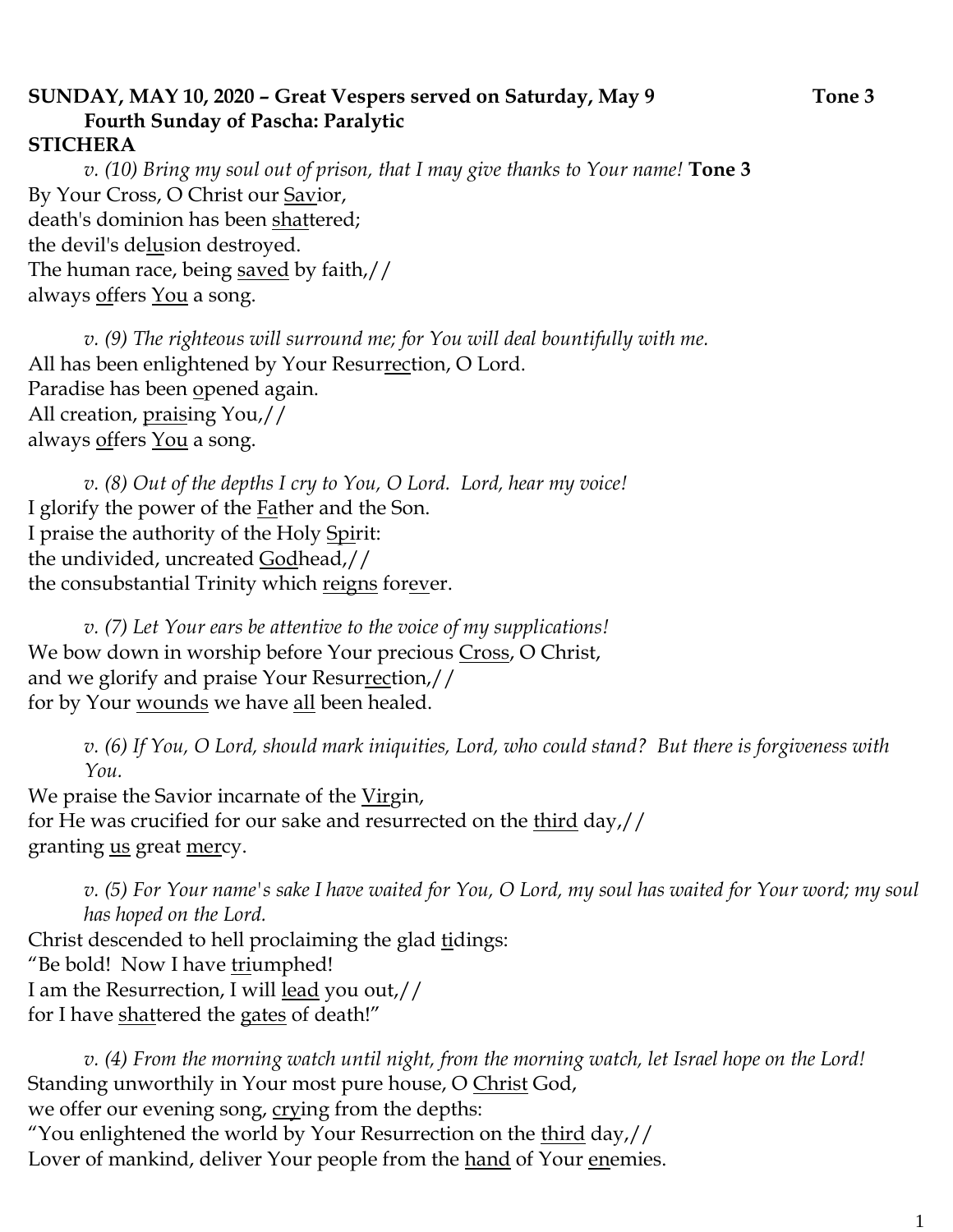**SUNDAY, MAY 10, 2020 – Great Vespers served on Saturday, May 9 Tone 3**
**Fourth Sunday of Pascha: Paralytic**

**STICHERA**

*v. (10) Bring my soul out of prison, that I may give thanks to Your name!* **Tone 3**

By Your Cross, O Christ our <u>Sav</u>ior,
death's dominion has been <u>shat</u>tered;
the devil's de<u>lu</u>sion destroyed.
The human race, being <u>saved</u> by faith,//
always <u>of</u>fers <u>You</u> a song.

*v. (9) The righteous will surround me; for You will deal bountifully with me.*

All has been enlightened by Your Resur<u>rec</u>tion, O Lord.
Paradise has been <u>o</u>pened again.
All creation, <u>prais</u>ing You,//
always <u>of</u>fers <u>You</u> a song.

*v. (8) Out of the depths I cry to You, O Lord. Lord, hear my voice!*

I glorify the power of the <u>Fa</u>ther and the Son.
I praise the authority of the Holy <u>Spi</u>rit:
the undivided, uncreated <u>God</u>head,//
the consubstantial Trinity which <u>reigns</u> for<u>ev</u>er.

*v. (7) Let Your ears be attentive to the voice of my supplications!*

We bow down in worship before Your precious <u>Cross</u>, O Christ,
and we glorify and praise Your Resur<u>rec</u>tion,//
for by Your <u>wounds</u> we have <u>all</u> been healed.

*v. (6) If You, O Lord, should mark iniquities, Lord, who could stand? But there is forgiveness with You.*

We praise the Savior incarnate of the <u>Vir</u>gin,
for He was crucified for our sake and resurrected on the <u>third</u> day,//
granting <u>us</u> great <u>mer</u>cy.

*v. (5) For Your name's sake I have waited for You, O Lord, my soul has waited for Your word; my soul has hoped on the Lord.*

Christ descended to hell proclaiming the glad <u>ti</u>dings:
"Be bold! Now I have <u>tri</u>umphed!
I am the Resurrection, I will <u>lead</u> you out,//
for I have <u>shat</u>tered the <u>gates</u> of death!"

*v. (4) From the morning watch until night, from the morning watch, let Israel hope on the Lord!*

Standing unworthily in Your most pure house, O <u>Christ</u> God,
we offer our evening song, <u>cry</u>ing from the depths:
"You enlightened the world by Your Resurrection on the <u>third</u> day,//
Lover of mankind, deliver Your people from the <u>hand</u> of Your <u>en</u>emies.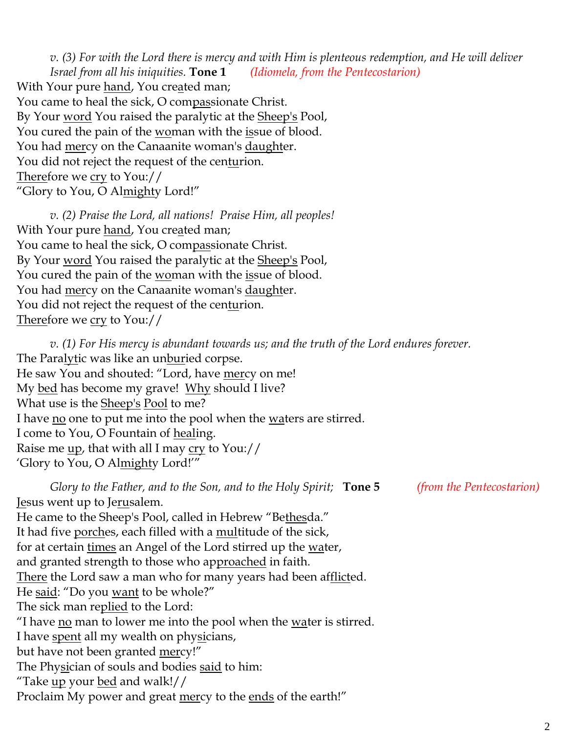*v. (3) For with the Lord there is mercy and with Him is plenteous redemption, and He will deliver Israel from all his iniquities.* **Tone 1** *(Idiomela, from the Pentecostarion)*

With Your pure <u>hand</u>, You cre<u>a</u>ted man;
You came to heal the sick, O com<u>pas</u>sionate Christ.
By Your <u>word</u> You raised the paralytic at the <u>Sheep's</u> Pool,
You cured the pain of the <u>wo</u>man with the <u>is</u>sue of blood.
You had <u>mer</u>cy on the Canaanite woman's <u>daught</u>er.
You did not reject the request of the cen<u>tu</u>rion.
<u>There</u>fore we <u>cry</u> to You://
"Glory to You, O Al<u>mighty</u> Lord!"

*v. (2) Praise the Lord, all nations! Praise Him, all peoples!*

With Your pure <u>hand</u>, You cre<u>a</u>ted man;
You came to heal the sick, O com<u>pas</u>sionate Christ.
By Your <u>word</u> You raised the paralytic at the <u>Sheep's</u> Pool,
You cured the pain of the <u>wo</u>man with the <u>is</u>sue of blood.
You had <u>mer</u>cy on the Canaanite woman's <u>daught</u>er.
You did not reject the request of the cen<u>tu</u>rion.
<u>There</u>fore we <u>cry</u> to You://

*v. (1) For His mercy is abundant towards us; and the truth of the Lord endures forever.*

The Para<u>lyt</u>ic was like an un<u>bur</u>ied corpse.
He saw You and shouted: "Lord, have <u>mer</u>cy on me!
My <u>bed</u> has become my grave! <u>Why</u> should I live?
What use is the <u>Sheep's</u> <u>Pool</u> to me?
I have <u>no</u> one to put me into the pool when the <u>wa</u>ters are stirred.
I come to You, O Fountain of <u>heal</u>ing.
Raise me <u>up</u>, that with all I may <u>cry</u> to You://
'Glory to You, O Al<u>mighty</u> Lord!'"

*Glory to the Father, and to the Son, and to the Holy Spirit;* **Tone 5** *(from the Pentecostarion)*

<u>J</u>esus went up to Je<u>ru</u>salem.
He came to the Sheep's Pool, called in Hebrew "Be<u>thes</u>da."
It had five <u>porch</u>es, each filled with a <u>mul</u>titude of the sick,
for at certain <u>times</u> an Angel of the Lord stirred up the <u>wa</u>ter,
and granted strength to those who ap<u>proached</u> in faith.
<u>There</u> the Lord saw a man who for many years had been af<u>flict</u>ed.
He <u>said</u>: "Do you <u>want</u> to be whole?"
The sick man re<u>plied</u> to the Lord:
"I have <u>no</u> man to lower me into the pool when the <u>wa</u>ter is stirred.
I have <u>spent</u> all my wealth on phy<u>si</u>cians,
but have not been granted <u>mer</u>cy!"
The Phy<u>si</u>cian of souls and bodies <u>said</u> to him:
"Take <u>up</u> your <u>bed</u> and walk!//
Proclaim My power and great <u>mer</u>cy to the <u>ends</u> of the earth!"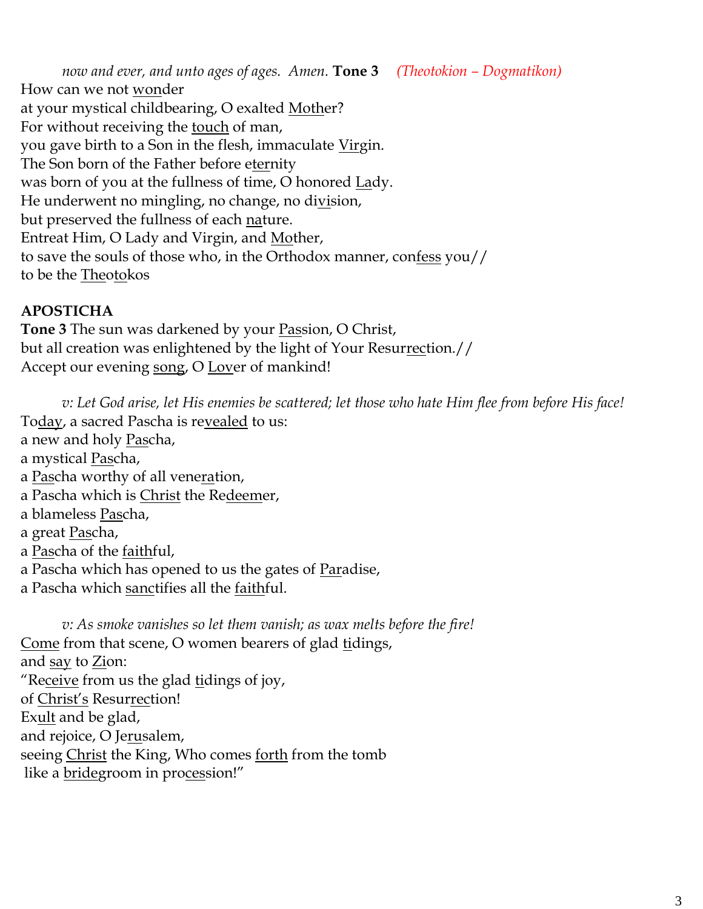*now and ever, and unto ages of ages. Amen.* **Tone 3** *(Theotokion – Dogmatikon)*
How can we not <u>won</u>der
at your mystical childbearing, O exalted <u>Moth</u>er?
For without receiving the <u>touch</u> of man,
you gave birth to a Son in the flesh, immaculate <u>Vir</u>gin.
The Son born of the Father before e<u>ter</u>nity
was born of you at the fullness of time, O honored <u>La</u>dy.
He underwent no mingling, no change, no di<u>vi</u>sion,
but preserved the fullness of each <u>na</u>ture.
Entreat Him, O Lady and Virgin, and <u>Mo</u>ther,
to save the souls of those who, in the Orthodox manner, con<u>fess</u> you//
to be the <u>The</u>o<u>to</u>kos

**APOSTICHA**
**Tone 3** The sun was darkened by your <u>Pas</u>sion, O Christ,
but all creation was enlightened by the light of Your Resur<u>rec</u>tion.//
Accept our evening <u>song</u>, O <u>Lov</u>er of mankind!

*v: Let God arise, let His enemies be scattered; let those who hate Him flee from before His face!*
To<u>day</u>, a sacred Pascha is re<u>vealed</u> to us:
a new and holy <u>Pas</u>cha,
a mystical <u>Pas</u>cha,
a <u>Pas</u>cha worthy of all vene<u>ra</u>tion,
a Pascha which is <u>Christ</u> the Re<u>deem</u>er,
a blameless <u>Pas</u>cha,
a great <u>Pas</u>cha,
a <u>Pas</u>cha of the <u>faith</u>ful,
a Pascha which has opened to us the gates of <u>Par</u>adise,
a Pascha which <u>sanc</u>tifies all the <u>faith</u>ful.

*v: As smoke vanishes so let them vanish; as wax melts before the fire!*
<u>Come</u> from that scene, O women bearers of glad <u>ti</u>dings,
and <u>say</u> to <u>Zi</u>on:
"Re<u>ceive</u> from us the glad <u>ti</u>dings of joy,
of <u>Christ's</u> Resur<u>rec</u>tion!
Ex<u>ult</u> and be glad,
and rejoice, O Je<u>ru</u>salem,
seeing <u>Christ</u> the King, Who comes <u>forth</u> from the tomb
like a <u>bride</u>groom in pro<u>ces</u>sion!"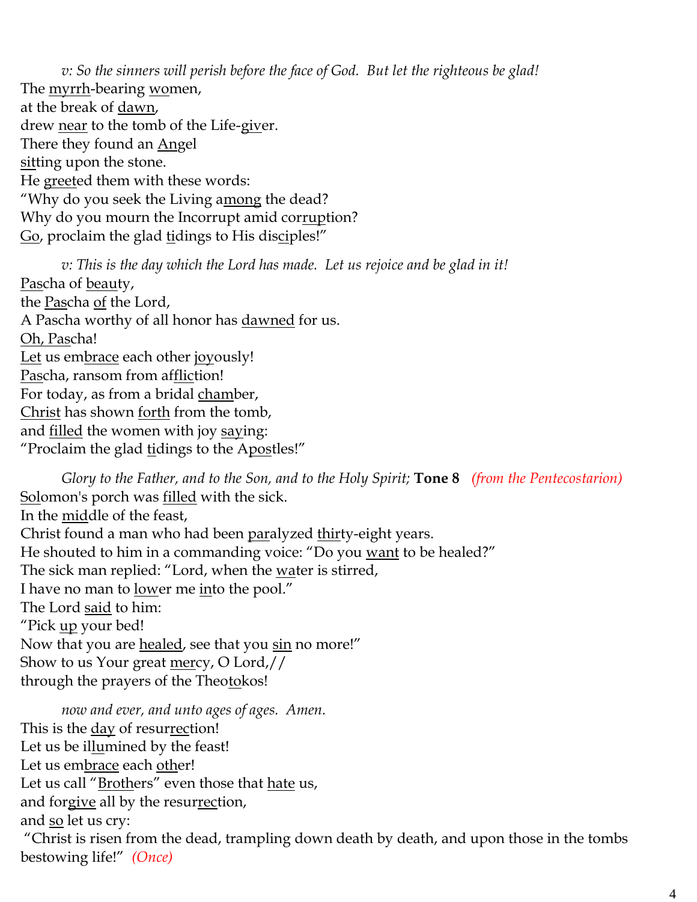*v: So the sinners will perish before the face of God. But let the righteous be glad!*

The myrrh-bearing women,
at the break of dawn,
drew near to the tomb of the Life-giver.
There they found an Angel
sitting upon the stone.
He greeted them with these words:
"Why do you seek the Living among the dead?
Why do you mourn the Incorrupt amid corruption?
Go, proclaim the glad tidings to His disciples!"

*v: This is the day which the Lord has made. Let us rejoice and be glad in it!*

Pascha of beauty,
the Pascha of the Lord,
A Pascha worthy of all honor has dawned for us.
Oh, Pascha!
Let us embrace each other joyously!
Pascha, ransom from affliction!
For today, as from a bridal chamber,
Christ has shown forth from the tomb,
and filled the women with joy saying:
"Proclaim the glad tidings to the Apostles!"

*Glory to the Father, and to the Son, and to the Holy Spirit;* **Tone 8** *(from the Pentecostarion)*

Solomon's porch was filled with the sick.
In the middle of the feast,
Christ found a man who had been paralyzed thirty-eight years.
He shouted to him in a commanding voice: "Do you want to be healed?"
The sick man replied: "Lord, when the water is stirred,
I have no man to lower me into the pool."
The Lord said to him:
"Pick up your bed!
Now that you are healed, see that you sin no more!"
Show to us Your great mercy, O Lord,//
through the prayers of the Theotokos!

*now and ever, and unto ages of ages. Amen.*

This is the day of resurrection!
Let us be illumined by the feast!
Let us embrace each other!
Let us call "Brothers" even those that hate us,
and forgive all by the resurrection,
and so let us cry:
"Christ is risen from the dead, trampling down death by death, and upon those in the tombs bestowing life!" *(Once)*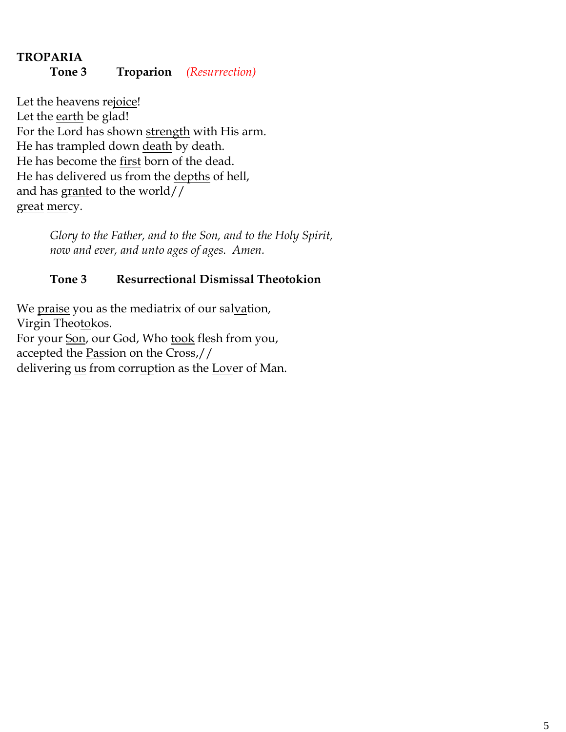**TROPARIA**

**Tone 3 Troparion** *(Resurrection)*

Let the heavens rejoice!
Let the earth be glad!
For the Lord has shown strength with His arm.
He has trampled down death by death.
He has become the first born of the dead.
He has delivered us from the depths of hell,
and has granted to the world//
great mercy.

*Glory to the Father, and to the Son, and to the Holy Spirit,*
*now and ever, and unto ages of ages. Amen.*

**Tone 3 Resurrectional Dismissal Theotokion**

We praise you as the mediatrix of our salvation,
Virgin Theotokos.
For your Son, our God, Who took flesh from you,
accepted the Passion on the Cross,//
delivering us from corruption as the Lover of Man.